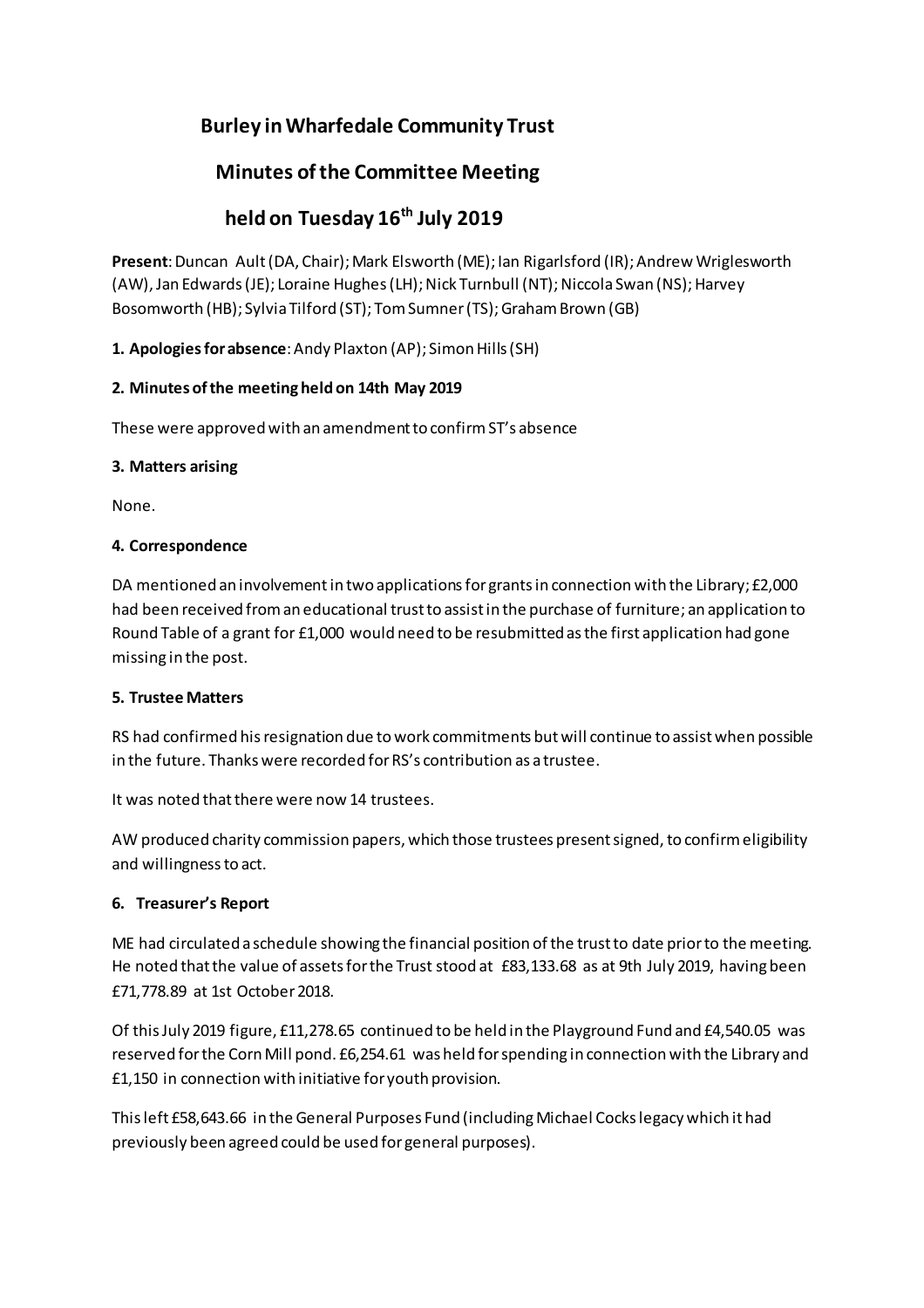# Burley in Wharfedale Community Trust

## Minutes of the Committee Meeting

## held on Tuesday 16th July 2019

**Present**: Duncan Ault (DA, Chair); Mark Elsworth (ME); Ian Rigarlsford (IR); Andrew Wriglesworth (AW), Jan Edwards (JE); Loraine Hughes (LH); Nick Turnbull (NT); Niccola Swan (NS); Harvey Bosomworth (HB); Sylvia Tilford (ST); Tom Sumner (TS); Graham Brown (GB)

**1. Apologies for absence**: Andy Plaxton (AP); Simon Hills (SH)

**2. Minutes of the meeting held on 14th May 2019**

These were approved with an amendment to confirm ST's absence

**3. Matters arising**

None.

**4. Correspondence**

DA mentioned an involvement in two applications for grants in connection with the Library; £2,000 had been received from an educational trust to assist in the purchase of furniture; an application to Round Table of a grant for £1,000 would need to be resubmitted as the first application had gone missing in the post.

**5. Trustee Matters**

RS had confirmed his resignation due to work commitments but will continue to assist when possible in the future. Thanks were recorded for RS's contribution as a trustee.

It was noted that there were now 14 trustees.

AW produced charity commission papers, which those trustees present signed, to confirm eligibility and willingness to act.

**6. Treasurer's Report**

ME had circulated a schedule showing the financial position of the trust to date prior to the meeting. He noted that the value of assets for the Trust stood at £83,133.68 as at 9th July 2019, having been £71,778.89 at 1st October 2018.

Of this July 2019 figure, £11,278.65 continued to be held in the Playground Fund and £4,540.05 was reserved for the Corn Mill pond. £6,254.61 was held for spending in connection with the Library and £1,150 in connection with initiative for youth provision.

This left £58,643.66 in the General Purposes Fund (including Michael Cocks legacy which it had previously been agreed could be used for general purposes).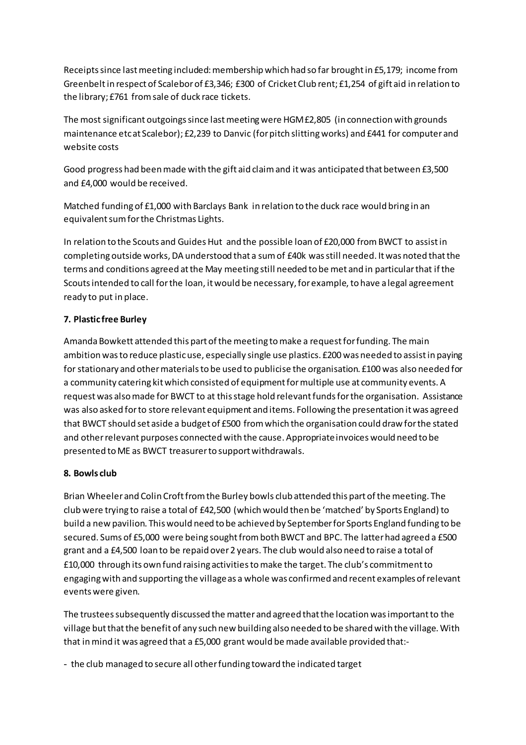Receipts since last meeting included: membership which had so far brought in £5,179; income from Greenbelt in respect of Scalebor of £3,346; £300 of Cricket Club rent; £1,254 of gift aid in relation to the library; £761 from sale of duck race tickets.

The most significant outgoings since last meeting were HGM £2,805 (in connection with grounds maintenance etc at Scalebor); £2,239 to Danvic (for pitch slitting works) and £441 for computer and website costs

Good progress had been made with the gift aid claim and it was anticipated that between £3,500 and £4,000 would be received.

Matched funding of £1,000 with Barclays Bank in relation to the duck race would bring in an equivalent sum for the Christmas Lights.

In relation to the Scouts and Guides Hut and the possible loan of £20,000 from BWCT to assist in completing outside works, DA understood that a sum of £40k was still needed. It was noted that the terms and conditions agreed at the May meeting still needed to be met and in particular that if the Scouts intended to call for the loan, it would be necessary, for example, to have a legal agreement ready to put in place.

**7. Plastic free Burley**

Amanda Bowkett attended this part of the meeting to make a request for funding. The main ambition was to reduce plastic use, especially single use plastics. £200 was needed to assist in paying for stationary and other materials to be used to publicise the organisation. £100 was also needed for a community catering kit which consisted of equipment for multiple use at community events. A request was also made for BWCT to at this stage hold relevant funds for the organisation. Assistance was also asked for to store relevant equipment and items. Following the presentation it was agreed that BWCT should set aside a budget of £500 from which the organisation could draw for the stated and other relevant purposes connected with the cause. Appropriate invoices would need to be presented to ME as BWCT treasurer to support withdrawals.

**8. Bowls club**

Brian Wheeler and Colin Croft from the Burley bowls club attended this part of the meeting. The club were trying to raise a total of £42,500 (which would then be 'matched' by Sports England) to build a new pavilion. This would need to be achieved by September for Sports England funding to be secured. Sums of £5,000 were being sought from both BWCT and BPC. The latter had agreed a £500 grant and a £4,500 loan to be repaid over 2 years. The club would also need to raise a total of £10,000 through its own fund raising activities to make the target. The club's commitment to engaging with and supporting the village as a whole was confirmed and recent examples of relevant events were given.

The trustees subsequently discussed the matter and agreed that the location was important to the village but that the benefit of any such new building also needed to be shared with the village. With that in mind it was agreed that a £5,000 grant would be made available provided that:-

- the club managed to secure all other funding toward the indicated target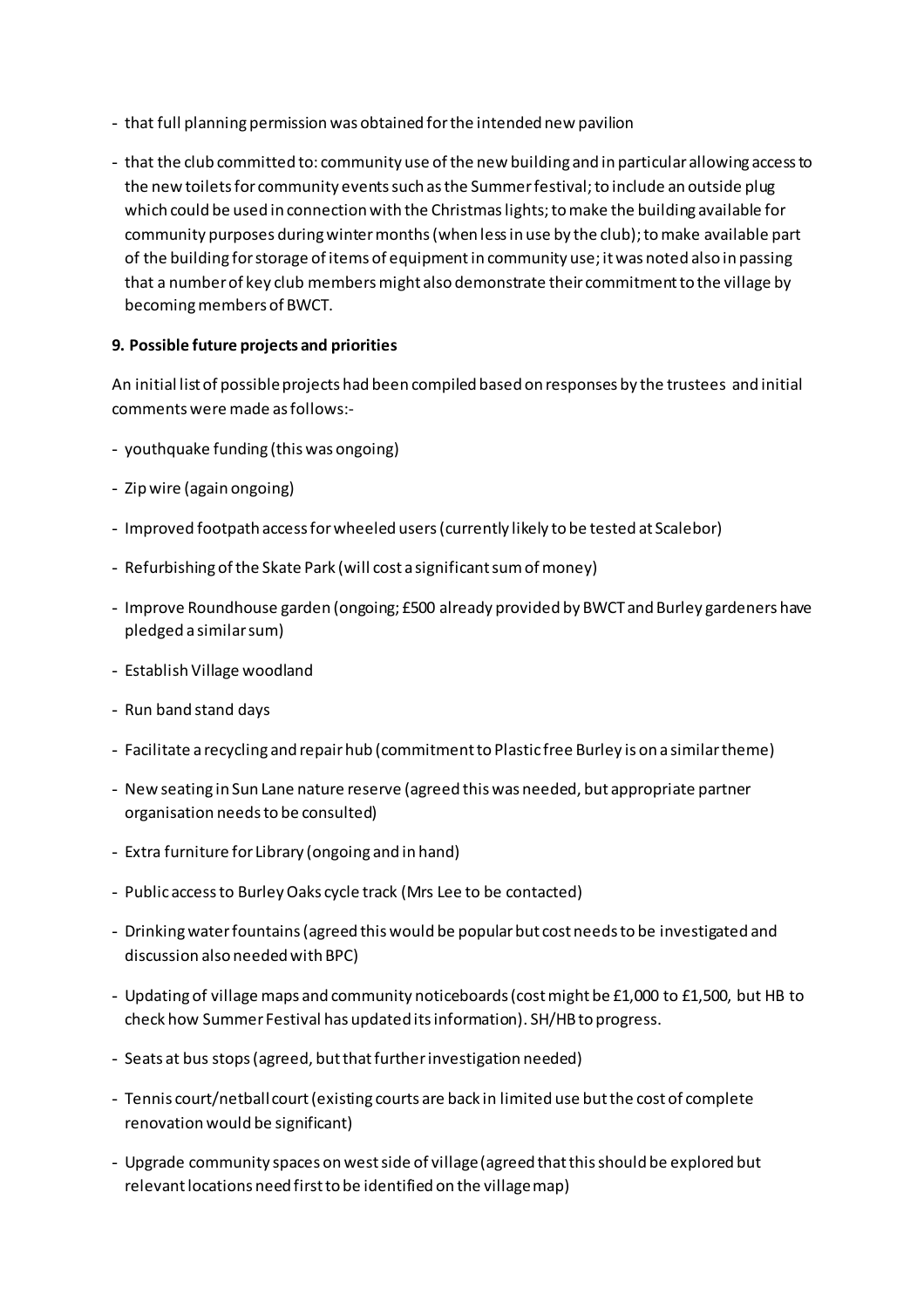- that full planning permission was obtained for the intended new pavilion
- that the club committed to: community use of the new building and in particular allowing access to the new toilets for community events such as the Summer festival; to include an outside plug which could be used in connection with the Christmas lights; to make the building available for community purposes during winter months (when less in use by the club); to make available part of the building for storage of items of equipment in community use; it was noted also in passing that a number of key club members might also demonstrate their commitment to the village by becoming members of BWCT.

**9. Possible future projects and priorities**

An initial list of possible projects had been compiled based on responses by the trustees and initial comments were made as follows:-

- youthquake funding (this was ongoing)
- Zip wire (again ongoing)
- Improved footpath access for wheeled users (currently likely to be tested at Scalebor)
- Refurbishing of the Skate Park (will cost a significant sum of money)
- Improve Roundhouse garden (ongoing; £500 already provided by BWCT and Burley gardeners have pledged a similar sum)
- Establish Village woodland
- Run band stand days
- Facilitate a recycling and repair hub (commitment to Plastic free Burley is on a similar theme)
- New seating in Sun Lane nature reserve (agreed this was needed, but appropriate partner organisation needs to be consulted)
- Extra furniture for Library (ongoing and in hand)
- Public access to Burley Oaks cycle track (Mrs Lee to be contacted)
- Drinking water fountains (agreed this would be popular but cost needs to be investigated and discussion also needed with BPC)
- Updating of village maps and community noticeboards (cost might be £1,000 to £1,500, but HB to check how Summer Festival has updated its information). SH/HB to progress.
- Seats at bus stops (agreed, but that further investigation needed)
- Tennis court/netball court (existing courts are back in limited use but the cost of complete renovation would be significant)
- Upgrade community spaces on west side of village (agreed that this should be explored but relevant locations need first to be identified on the village map)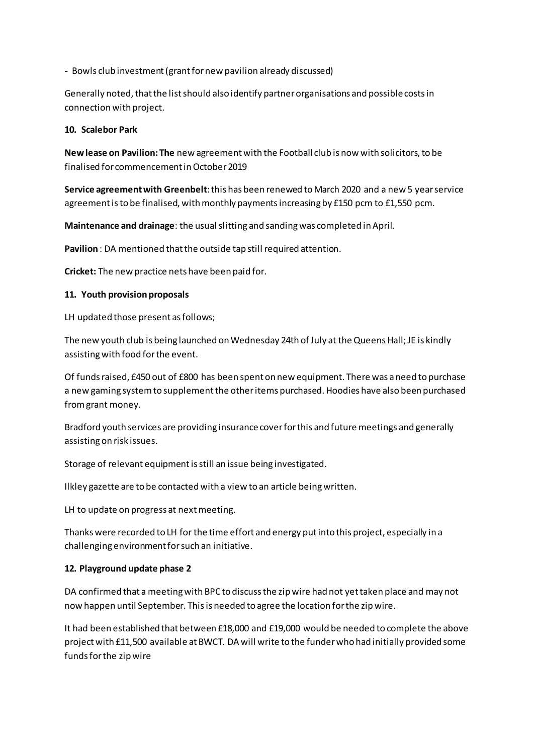- Bowls club investment (grant for new pavilion already discussed)

Generally noted, that the list should also identify partner organisations and possible costs in connection with project.

**10. Scalebor Park**

**New lease on Pavilion: The** new agreement with the Football club is now with solicitors, to be finalised for commencement in October 2019

**Service agreement with Greenbelt**: this has been renewed to March 2020 and a new 5 year service agreement is to be finalised, with monthly payments increasing by £150 pcm to £1,550 pcm.

**Maintenance and drainage**: the usual slitting and sanding was completed in April.

**Pavilion** : DA mentioned that the outside tap still required attention.

**Cricket:** The new practice nets have been paid for.

**11. Youth provision proposals**

LH updated those present as follows;

The new youth club is being launched on Wednesday 24th of July at the Queens Hall; JE is kindly assisting with food for the event.

Of funds raised, £450 out of £800 has been spent on new equipment. There was a need to purchase a new gaming system to supplement the other items purchased. Hoodies have also been purchased from grant money.

Bradford youth services are providing insurance cover for this and future meetings and generally assisting on risk issues.

Storage of relevant equipment is still an issue being investigated.

Ilkley gazette are to be contacted with a view to an article being written.

LH to update on progress at next meeting.

Thanks were recorded to LH for the time effort and energy put into this project, especially in a challenging environment for such an initiative.

**12. Playground update phase 2**

DA confirmed that a meeting with BPC to discuss the zip wire had not yet taken place and may not now happen until September. This is needed to agree the location for the zip wire.

It had been established that between £18,000 and £19,000 would be needed to complete the above project with £11,500 available at BWCT. DA will write to the funder who had initially provided some funds for the zip wire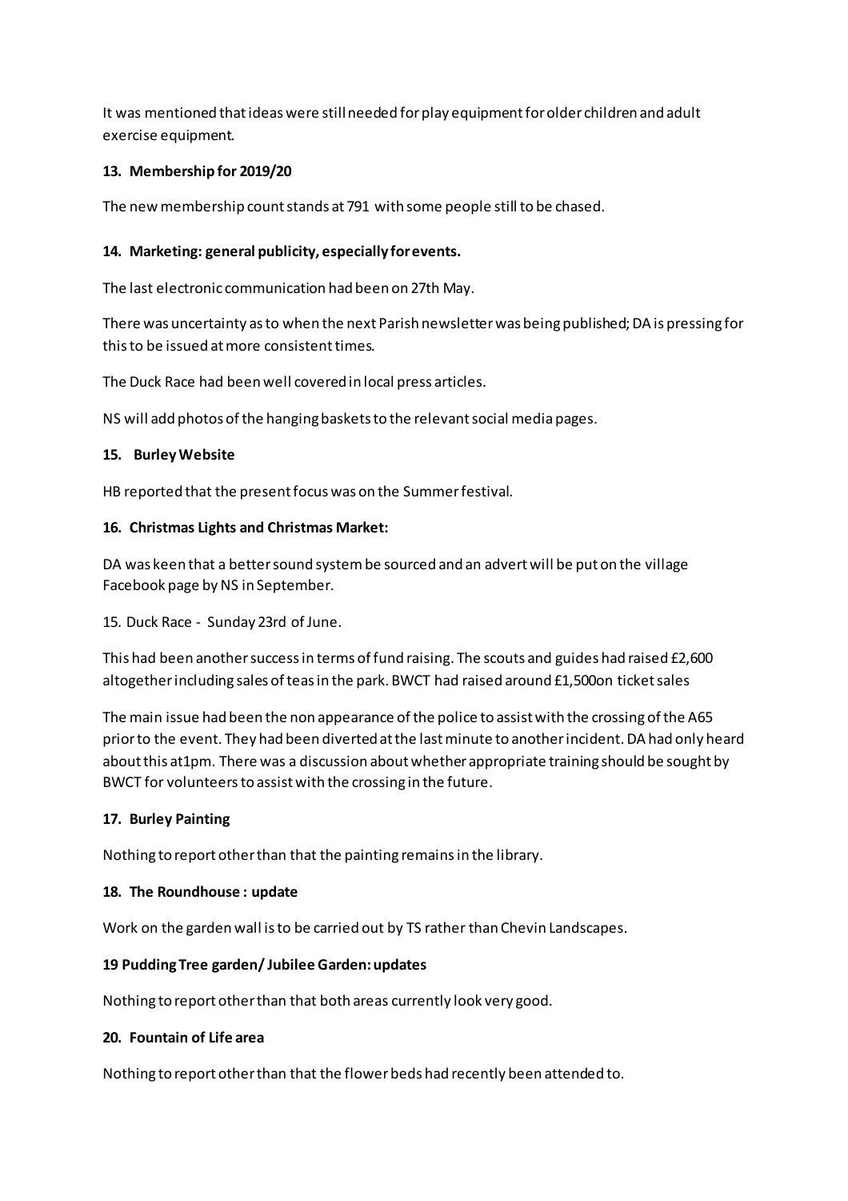It was mentioned that ideas were still needed for play equipment for older children and adult exercise equipment.

**13. Membership for 2019/20**

The new membership count stands at 791 with some people still to be chased.

**14. Marketing: general publicity, especially for events.**

The last electronic communication had been on 27th May.

There was uncertainty as to when the next Parish newsletter was being published; DA is pressing for this to be issued at more consistent times.

The Duck Race had been well covered in local press articles.

NS will add photos of the hanging baskets to the relevant social media pages.

**15. Burley Website**

HB reported that the present focus was on the Summer festival.

**16. Christmas Lights and Christmas Market:**

DA was keen that a better sound system be sourced and an advert will be put on the village Facebook page by NS in September.

15. Duck Race - Sunday 23rd of June.

This had been another success in terms of fund raising. The scouts and guides had raised £2,600 altogether including sales of teas in the park. BWCT had raised around £1,500on ticket sales

The main issue had been the non appearance of the police to assist with the crossing of the A65 prior to the event. They had been diverted at the last minute to another incident. DA had only heard about this at1pm. There was a discussion about whether appropriate training should be sought by BWCT for volunteers to assist with the crossing in the future.

**17. Burley Painting**

Nothing to report other than that the painting remains in the library.

**18. The Roundhouse : update**

Work on the garden wall is to be carried out by TS rather than Chevin Landscapes.

**19 Pudding Tree garden/ Jubilee Garden: updates**

Nothing to report other than that both areas currently look very good.

**20. Fountain of Life area**

Nothing to report other than that the flower beds had recently been attended to.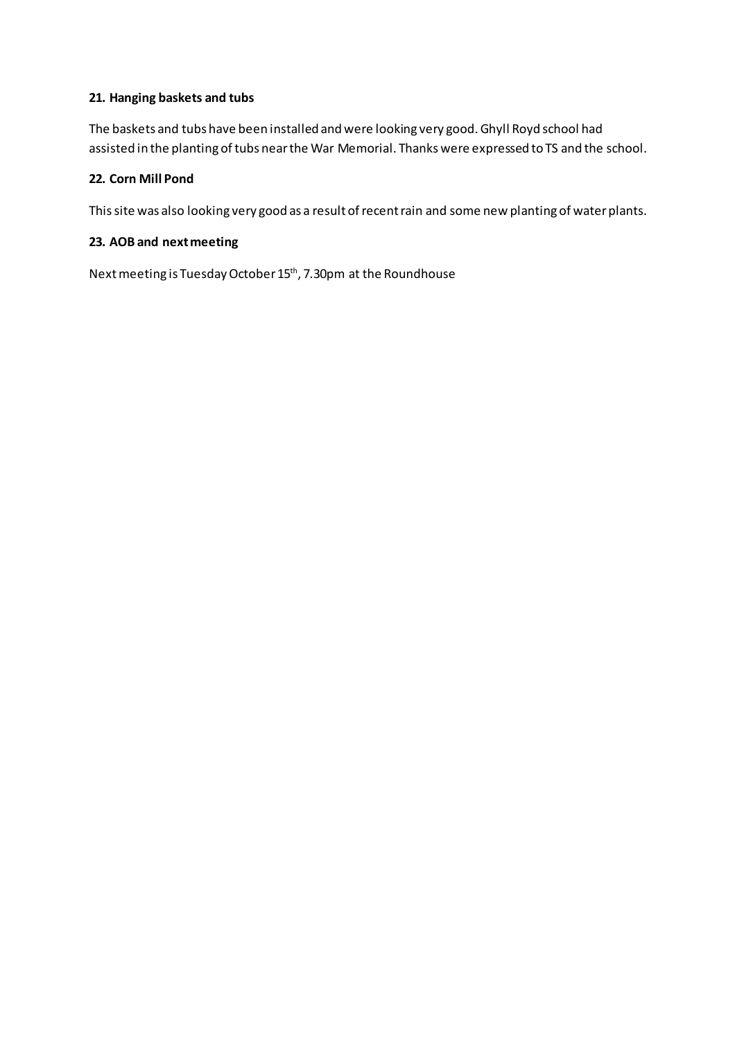### 21. Hanging baskets and tubs

The baskets and tubs have been installed and were looking very good. Ghyll Royd school had assisted in the planting of tubs near the War Memorial. Thanks were expressed to TS and the school.

### 22. Corn Mill Pond

This site was also looking very good as a result of recent rain and some new planting of water plants.

### 23. AOB and next meeting

Next meeting is Tuesday October 15th, 7.30pm at the Roundhouse